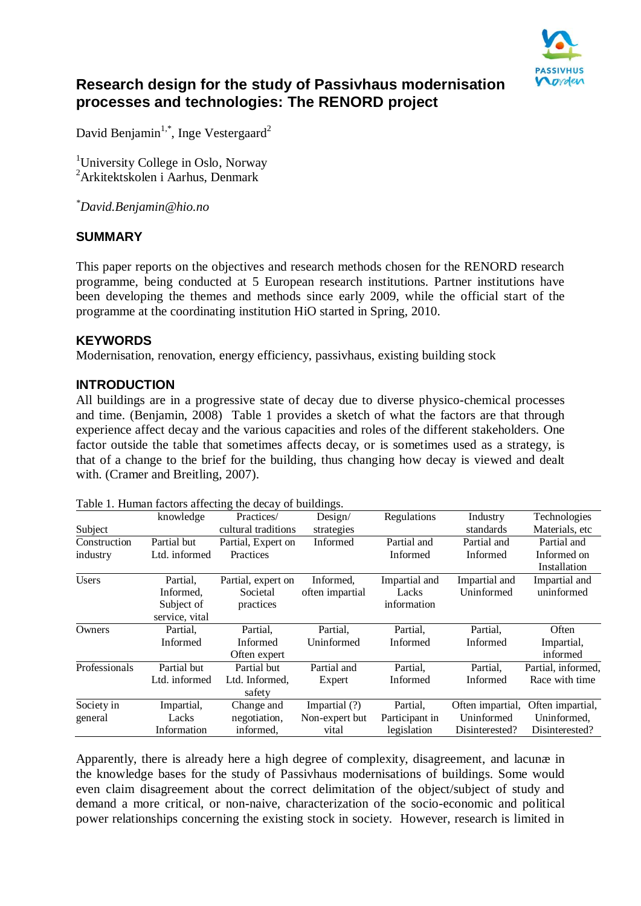# Research design for the study of Passivhaus modernisation processes and technologies: The RENORD project

David Benjamin[1,*], Inge Vestergaard[2]

[1]University College in Oslo, Norway
[2]Arkitektskolen i Aarhus, Denmark

[*]*David.Benjamin@hio.no*

## SUMMARY

This paper reports on the objectives and research methods chosen for the RENORD research programme, being conducted at 5 European research institutions. Partner institutions have been developing the themes and methods since early 2009, while the official start of the programme at the coordinating institution HiO started in Spring, 2010.

## KEYWORDS

Modernisation, renovation, energy efficiency, passivhaus, existing building stock

## INTRODUCTION

All buildings are in a progressive state of decay due to diverse physico-chemical processes and time. (Benjamin, 2008) Table 1 provides a sketch of what the factors are that through experience affect decay and the various capacities and roles of the different stakeholders. One factor outside the table that sometimes affects decay, or is sometimes used as a strategy, is that of a change to the brief for the building, thus changing how decay is viewed and dealt with. (Cramer and Breitling, 2007).

Table 1. Human factors affecting the decay of buildings.

| Subject | knowledge | Practices/ cultural traditions | Design/ strategies | Regulations | Industry standards | Technologies Materials, etc |
|---|---|---|---|---|---|---|
| Construction industry | Partial but Ltd. informed | Partial, Expert on Practices | Informed | Partial and Informed | Partial and Informed | Partial and Informed on Installation |
| Users | Partial, Informed, Subject of service, vital | Partial, expert on Societal practices | Informed, often impartial | Impartial and Lacks information | Impartial and Uninformed | Impartial and uninformed |
| Owners | Partial, Informed | Partial, Informed Often expert | Partial, Uninformed | Partial, Informed | Partial, Informed | Often Impartial, informed |
| Professionals | Partial but Ltd. informed | Partial but Ltd. Informed, safety | Partial and Expert | Partial, Informed | Partial, Informed | Partial, informed, Race with time |
| Society in general | Impartial, Lacks Information | Change and negotiation, informed, | Impartial (?) Non-expert but vital | Partial, Participant in legislation | Often impartial, Uninformed Disinterested? | Often impartial, Uninformed, Disinterested? |

Apparently, there is already here a high degree of complexity, disagreement, and lacunæ in the knowledge bases for the study of Passivhaus modernisations of buildings. Some would even claim disagreement about the correct delimitation of the object/subject of study and demand a more critical, or non-naive, characterization of the socio-economic and political power relationships concerning the existing stock in society. However, research is limited in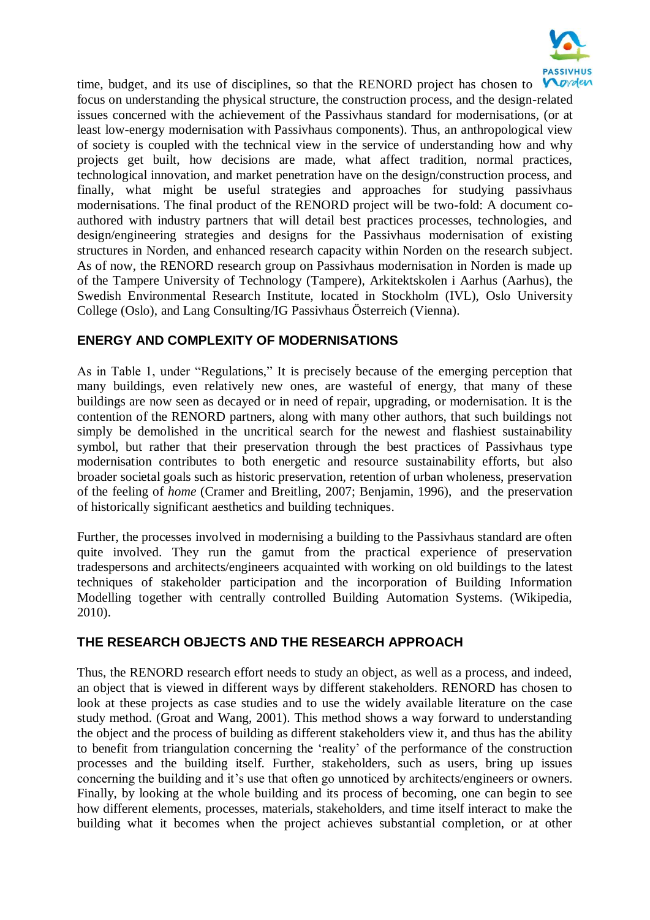time, budget, and its use of disciplines, so that the RENORD project has chosen to focus on understanding the physical structure, the construction process, and the design-related issues concerned with the achievement of the Passivhaus standard for modernisations, (or at least low-energy modernisation with Passivhaus components). Thus, an anthropological view of society is coupled with the technical view in the service of understanding how and why projects get built, how decisions are made, what affect tradition, normal practices, technological innovation, and market penetration have on the design/construction process, and finally, what might be useful strategies and approaches for studying passivhaus modernisations. The final product of the RENORD project will be two-fold: A document co-authored with industry partners that will detail best practices processes, technologies, and design/engineering strategies and designs for the Passivhaus modernisation of existing structures in Norden, and enhanced research capacity within Norden on the research subject. As of now, the RENORD research group on Passivhaus modernisation in Norden is made up of the Tampere University of Technology (Tampere), Arkitektskolen i Aarhus (Aarhus), the Swedish Environmental Research Institute, located in Stockholm (IVL), Oslo University College (Oslo), and Lang Consulting/IG Passivhaus Österreich (Vienna).

## ENERGY AND COMPLEXITY OF MODERNISATIONS

As in Table 1, under "Regulations," It is precisely because of the emerging perception that many buildings, even relatively new ones, are wasteful of energy, that many of these buildings are now seen as decayed or in need of repair, upgrading, or modernisation. It is the contention of the RENORD partners, along with many other authors, that such buildings not simply be demolished in the uncritical search for the newest and flashiest sustainability symbol, but rather that their preservation through the best practices of Passivhaus type modernisation contributes to both energetic and resource sustainability efforts, but also broader societal goals such as historic preservation, retention of urban wholeness, preservation of the feeling of *home* (Cramer and Breitling, 2007; Benjamin, 1996), and the preservation of historically significant aesthetics and building techniques.

Further, the processes involved in modernising a building to the Passivhaus standard are often quite involved. They run the gamut from the practical experience of preservation tradespersons and architects/engineers acquainted with working on old buildings to the latest techniques of stakeholder participation and the incorporation of Building Information Modelling together with centrally controlled Building Automation Systems. (Wikipedia, 2010).

## THE RESEARCH OBJECTS AND THE RESEARCH APPROACH

Thus, the RENORD research effort needs to study an object, as well as a process, and indeed, an object that is viewed in different ways by different stakeholders. RENORD has chosen to look at these projects as case studies and to use the widely available literature on the case study method. (Groat and Wang, 2001). This method shows a way forward to understanding the object and the process of building as different stakeholders view it, and thus has the ability to benefit from triangulation concerning the 'reality' of the performance of the construction processes and the building itself. Further, stakeholders, such as users, bring up issues concerning the building and it's use that often go unnoticed by architects/engineers or owners. Finally, by looking at the whole building and its process of becoming, one can begin to see how different elements, processes, materials, stakeholders, and time itself interact to make the building what it becomes when the project achieves substantial completion, or at other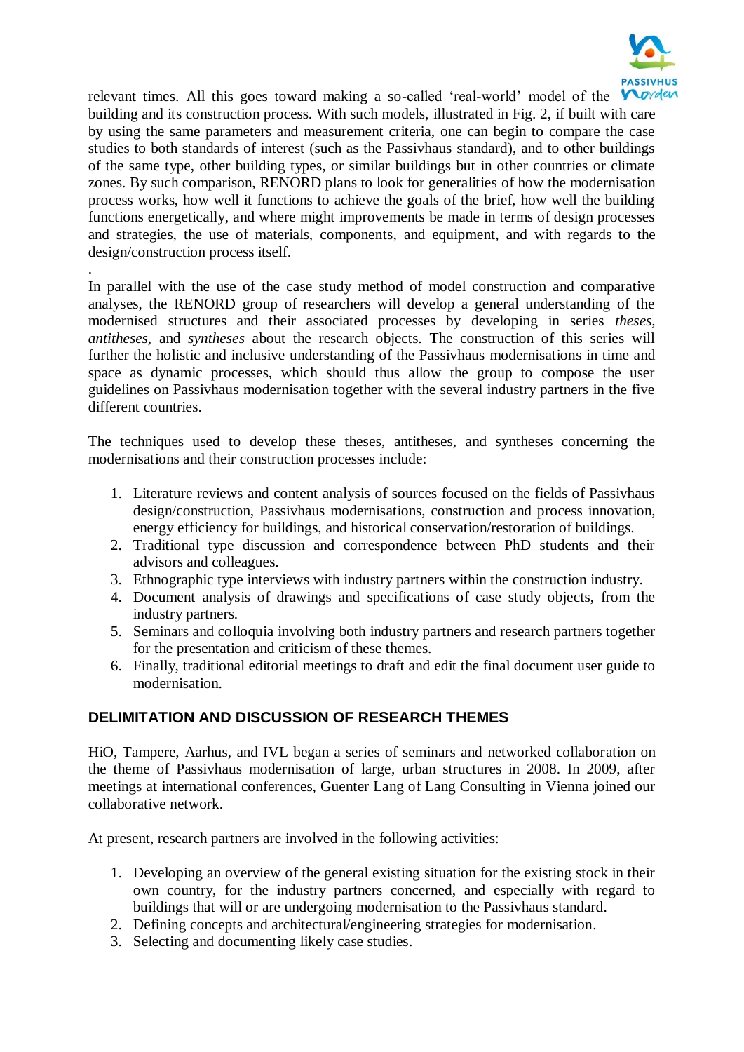relevant times. All this goes toward making a so-called 'real-world' model of the building and its construction process. With such models, illustrated in Fig. 2, if built with care by using the same parameters and measurement criteria, one can begin to compare the case studies to both standards of interest (such as the Passivhaus standard), and to other buildings of the same type, other building types, or similar buildings but in other countries or climate zones. By such comparison, RENORD plans to look for generalities of how the modernisation process works, how well it functions to achieve the goals of the brief, how well the building functions energetically, and where might improvements be made in terms of design processes and strategies, the use of materials, components, and equipment, and with regards to the design/construction process itself.

.

In parallel with the use of the case study method of model construction and comparative analyses, the RENORD group of researchers will develop a general understanding of the modernised structures and their associated processes by developing in series *theses*, *antitheses*, and *syntheses* about the research objects. The construction of this series will further the holistic and inclusive understanding of the Passivhaus modernisations in time and space as dynamic processes, which should thus allow the group to compose the user guidelines on Passivhaus modernisation together with the several industry partners in the five different countries.

The techniques used to develop these theses, antitheses, and syntheses concerning the modernisations and their construction processes include:

1. Literature reviews and content analysis of sources focused on the fields of Passivhaus design/construction, Passivhaus modernisations, construction and process innovation, energy efficiency for buildings, and historical conservation/restoration of buildings.
2. Traditional type discussion and correspondence between PhD students and their advisors and colleagues.
3. Ethnographic type interviews with industry partners within the construction industry.
4. Document analysis of drawings and specifications of case study objects, from the industry partners.
5. Seminars and colloquia involving both industry partners and research partners together for the presentation and criticism of these themes.
6. Finally, traditional editorial meetings to draft and edit the final document user guide to modernisation.

## DELIMITATION AND DISCUSSION OF RESEARCH THEMES

HiO, Tampere, Aarhus, and IVL began a series of seminars and networked collaboration on the theme of Passivhaus modernisation of large, urban structures in 2008. In 2009, after meetings at international conferences, Guenter Lang of Lang Consulting in Vienna joined our collaborative network.

At present, research partners are involved in the following activities:

1. Developing an overview of the general existing situation for the existing stock in their own country, for the industry partners concerned, and especially with regard to buildings that will or are undergoing modernisation to the Passivhaus standard.
2. Defining concepts and architectural/engineering strategies for modernisation.
3. Selecting and documenting likely case studies.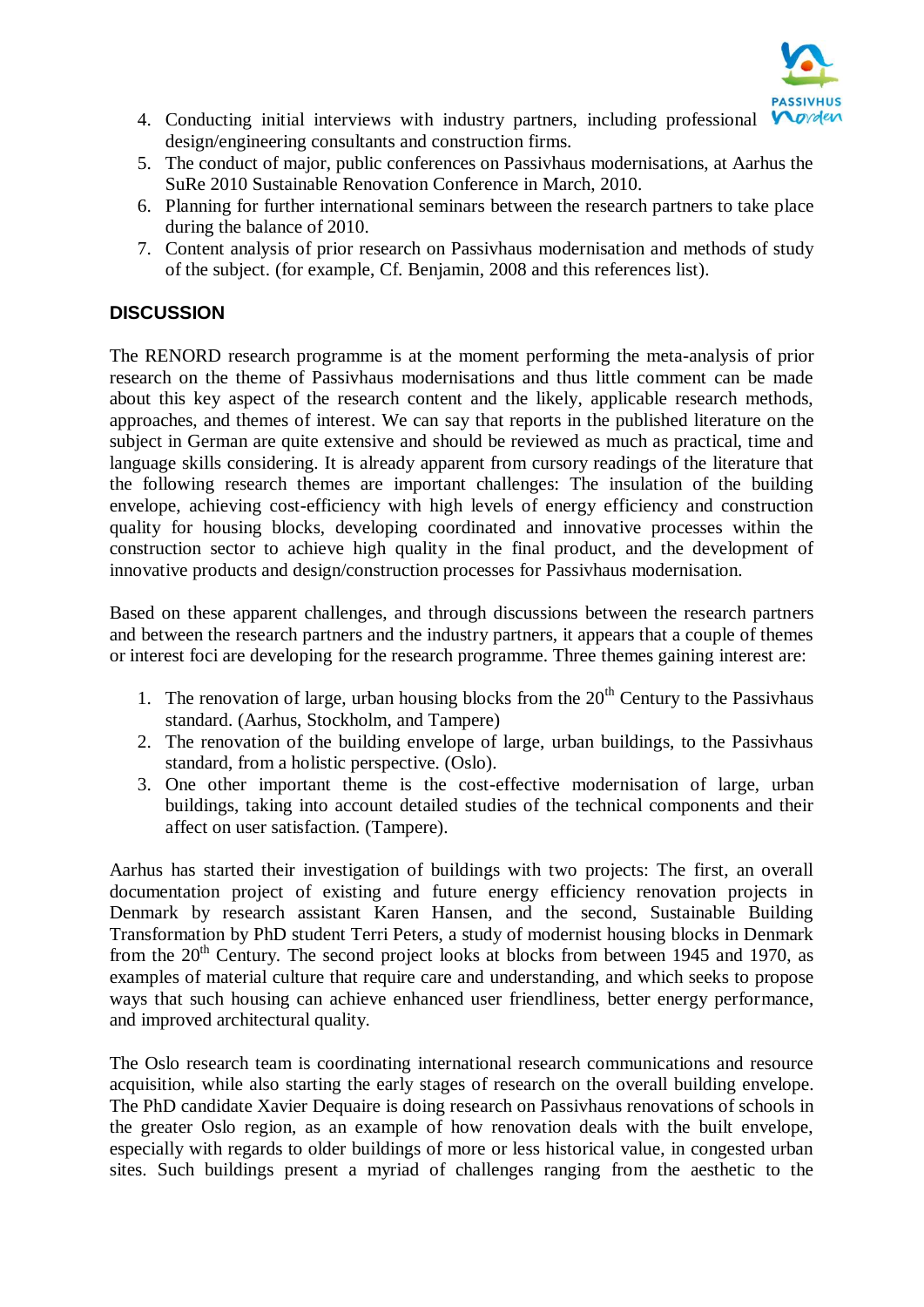4. Conducting initial interviews with industry partners, including professional design/engineering consultants and construction firms.
5. The conduct of major, public conferences on Passivhaus modernisations, at Aarhus the SuRe 2010 Sustainable Renovation Conference in March, 2010.
6. Planning for further international seminars between the research partners to take place during the balance of 2010.
7. Content analysis of prior research on Passivhaus modernisation and methods of study of the subject. (for example, Cf. Benjamin, 2008 and this references list).

## DISCUSSION

The RENORD research programme is at the moment performing the meta-analysis of prior research on the theme of Passivhaus modernisations and thus little comment can be made about this key aspect of the research content and the likely, applicable research methods, approaches, and themes of interest. We can say that reports in the published literature on the subject in German are quite extensive and should be reviewed as much as practical, time and language skills considering. It is already apparent from cursory readings of the literature that the following research themes are important challenges: The insulation of the building envelope, achieving cost-efficiency with high levels of energy efficiency and construction quality for housing blocks, developing coordinated and innovative processes within the construction sector to achieve high quality in the final product, and the development of innovative products and design/construction processes for Passivhaus modernisation.

Based on these apparent challenges, and through discussions between the research partners and between the research partners and the industry partners, it appears that a couple of themes or interest foci are developing for the research programme. Three themes gaining interest are:

1. The renovation of large, urban housing blocks from the 20th Century to the Passivhaus standard. (Aarhus, Stockholm, and Tampere)
2. The renovation of the building envelope of large, urban buildings, to the Passivhaus standard, from a holistic perspective. (Oslo).
3. One other important theme is the cost-effective modernisation of large, urban buildings, taking into account detailed studies of the technical components and their affect on user satisfaction. (Tampere).

Aarhus has started their investigation of buildings with two projects: The first, an overall documentation project of existing and future energy efficiency renovation projects in Denmark by research assistant Karen Hansen, and the second, Sustainable Building Transformation by PhD student Terri Peters, a study of modernist housing blocks in Denmark from the 20th Century. The second project looks at blocks from between 1945 and 1970, as examples of material culture that require care and understanding, and which seeks to propose ways that such housing can achieve enhanced user friendliness, better energy performance, and improved architectural quality.

The Oslo research team is coordinating international research communications and resource acquisition, while also starting the early stages of research on the overall building envelope. The PhD candidate Xavier Dequaire is doing research on Passivhaus renovations of schools in the greater Oslo region, as an example of how renovation deals with the built envelope, especially with regards to older buildings of more or less historical value, in congested urban sites. Such buildings present a myriad of challenges ranging from the aesthetic to the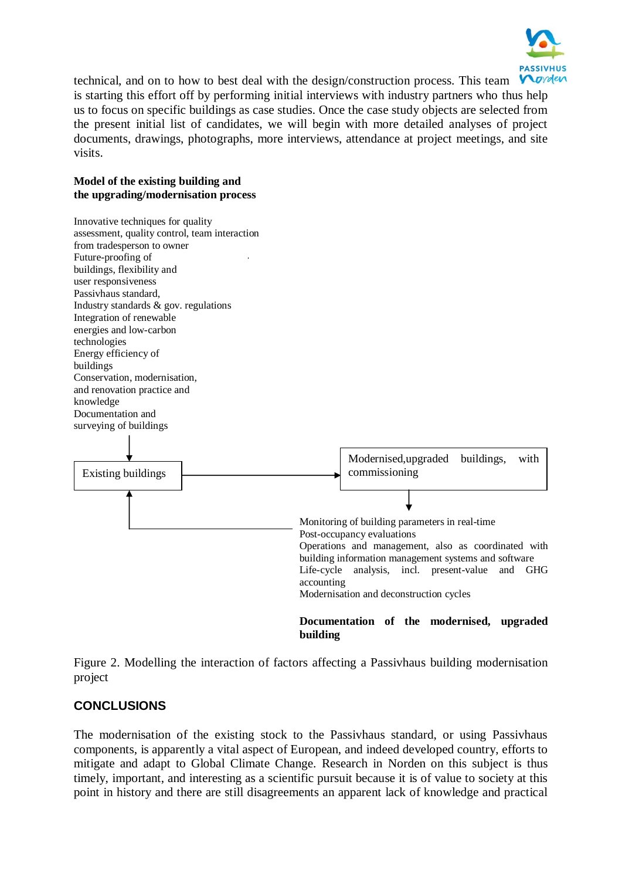technical, and on to how to best deal with the design/construction process. This team is starting this effort off by performing initial interviews with industry partners who thus help us to focus on specific buildings as case studies. Once the case study objects are selected from the present initial list of candidates, we will begin with more detailed analyses of project documents, drawings, photographs, more interviews, attendance at project meetings, and site visits.

**Model of the existing building and the upgrading/modernisation process**

Innovative techniques for quality assessment, quality control, team interaction from tradesperson to owner
Future-proofing of buildings, flexibility and user responsiveness
Passivhaus standard,
Industry standards & gov. regulations
Integration of renewable energies and low-carbon technologies
Energy efficiency of buildings
Conservation, modernisation, and renovation practice and knowledge
Documentation and surveying of buildings

Existing buildings → Modernised,upgraded buildings, with commissioning

Monitoring of building parameters in real-time
Post-occupancy evaluations
Operations and management, also as coordinated with building information management systems and software
Life-cycle analysis, incl. present-value and GHG accounting
Modernisation and deconstruction cycles

**Documentation of the modernised, upgraded building**

Figure 2. Modelling the interaction of factors affecting a Passivhaus building modernisation project

## CONCLUSIONS

The modernisation of the existing stock to the Passivhaus standard, or using Passivhaus components, is apparently a vital aspect of European, and indeed developed country, efforts to mitigate and adapt to Global Climate Change. Research in Norden on this subject is thus timely, important, and interesting as a scientific pursuit because it is of value to society at this point in history and there are still disagreements an apparent lack of knowledge and practical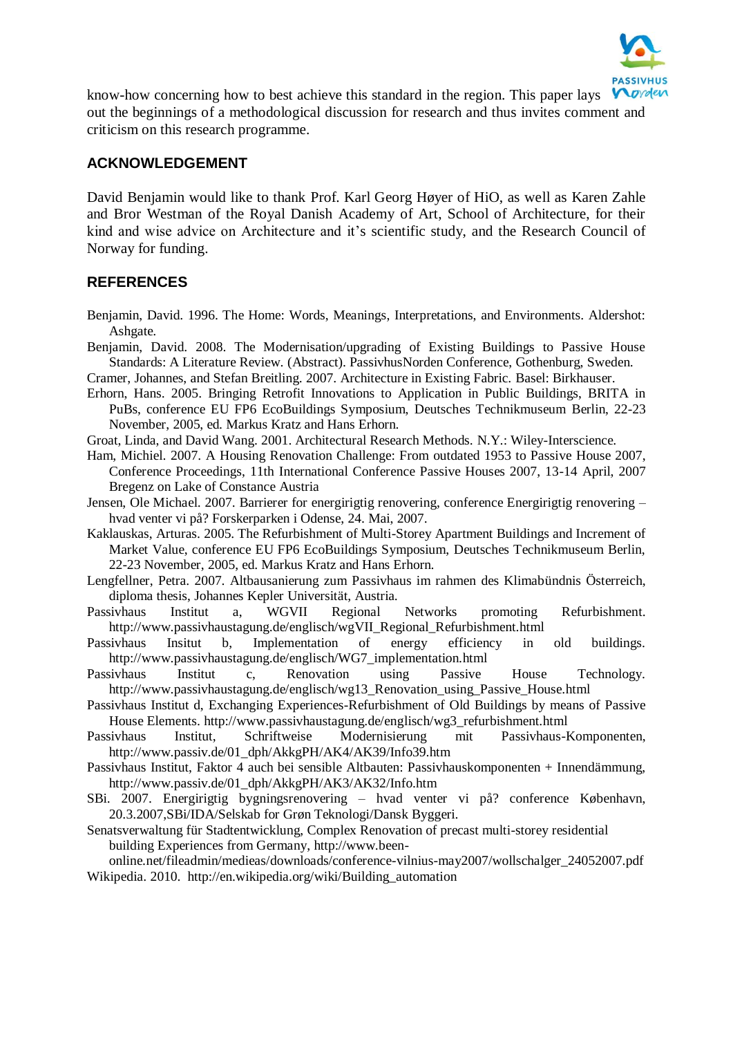know-how concerning how to best achieve this standard in the region. This paper lays out the beginnings of a methodological discussion for research and thus invites comment and criticism on this research programme.

## ACKNOWLEDGEMENT

David Benjamin would like to thank Prof. Karl Georg Høyer of HiO, as well as Karen Zahle and Bror Westman of the Royal Danish Academy of Art, School of Architecture, for their kind and wise advice on Architecture and it's scientific study, and the Research Council of Norway for funding.

## REFERENCES

Benjamin, David. 1996. The Home: Words, Meanings, Interpretations, and Environments. Aldershot: Ashgate.

Benjamin, David. 2008. The Modernisation/upgrading of Existing Buildings to Passive House Standards: A Literature Review. (Abstract). PassivhusNorden Conference, Gothenburg, Sweden.

Cramer, Johannes, and Stefan Breitling. 2007. Architecture in Existing Fabric. Basel: Birkhauser.

Erhorn, Hans. 2005. Bringing Retrofit Innovations to Application in Public Buildings, BRITA in PuBs, conference EU FP6 EcoBuildings Symposium, Deutsches Technikmuseum Berlin, 22-23 November, 2005, ed. Markus Kratz and Hans Erhorn.

Groat, Linda, and David Wang. 2001. Architectural Research Methods. N.Y.: Wiley-Interscience.

Ham, Michiel. 2007. A Housing Renovation Challenge: From outdated 1953 to Passive House 2007, Conference Proceedings, 11th International Conference Passive Houses 2007, 13-14 April, 2007 Bregenz on Lake of Constance Austria

Jensen, Ole Michael. 2007. Barrierer for energirigtig renovering, conference Energirigtig renovering – hvad venter vi på? Forskerparken i Odense, 24. Mai, 2007.

Kaklauskas, Arturas. 2005. The Refurbishment of Multi-Storey Apartment Buildings and Increment of Market Value, conference EU FP6 EcoBuildings Symposium, Deutsches Technikmuseum Berlin, 22-23 November, 2005, ed. Markus Kratz and Hans Erhorn.

Lengfellner, Petra. 2007. Altbausanierung zum Passivhaus im rahmen des Klimabündnis Österreich, diploma thesis, Johannes Kepler Universität, Austria.

Passivhaus Institut a, WGVII Regional Networks promoting Refurbishment. http://www.passivhaustagung.de/englisch/wgVII_Regional_Refurbishment.html

Passivhaus Insitut b, Implementation of energy efficiency in old buildings. http://www.passivhaustagung.de/englisch/WG7_implementation.html

Passivhaus Institut c, Renovation using Passive House Technology. http://www.passivhaustagung.de/englisch/wg13_Renovation_using_Passive_House.html

Passivhaus Institut d, Exchanging Experiences-Refurbishment of Old Buildings by means of Passive House Elements. http://www.passivhaustagung.de/englisch/wg3_refurbishment.html

Passivhaus Institut, Schrittweise Modernisierung mit Passivhaus-Komponenten, http://www.passiv.de/01_dph/AkkgPH/AK4/AK39/Info39.htm

Passivhaus Institut, Faktor 4 auch bei sensible Altbauten: Passivhauskomponenten + Innendämmung, http://www.passiv.de/01_dph/AkkgPH/AK3/AK32/Info.htm

SBi. 2007. Energirigtig bygningsrenovering – hvad venter vi på? conference København, 20.3.2007,SBi/IDA/Selskab for Grøn Teknologi/Dansk Byggeri.

Senatsverwaltung für Stadtentwicklung, Complex Renovation of precast multi-storey residential building Experiences from Germany, http://www.been-online.net/fileadmin/medieas/downloads/conference-vilnius-may2007/wollschalger_24052007.pdf

Wikipedia. 2010. http://en.wikipedia.org/wiki/Building_automation